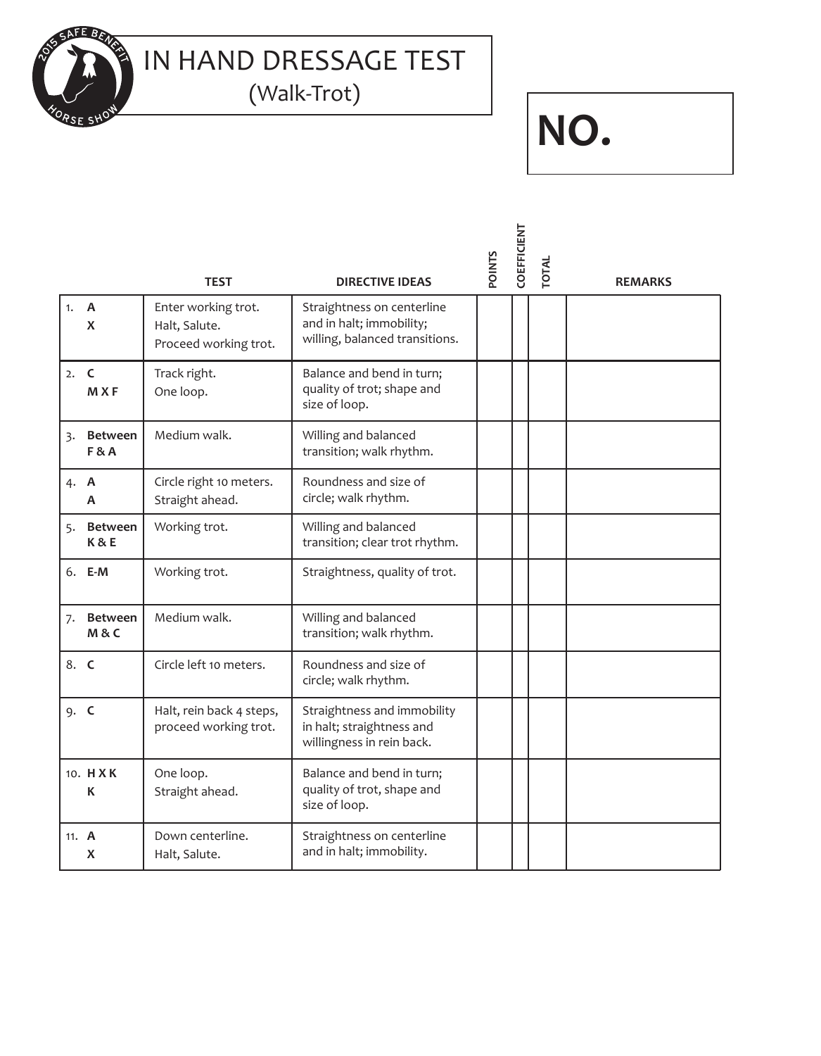# IN HAND DRESSAGE TEST

(Walk-Trot)

**NO.**

| | | TEST | DIRECTIVE IDEAS | POINTS | COEFFICIENT | TOTAL | REMARKS |
|---|---|---|---|---|---|---|---|
| 1. | **A**<br>**X** | Enter working trot.<br>Halt, Salute.<br>Proceed working trot. | Straightness on centerline and in halt; immobility; willing, balanced transitions. | | | | |
| 2. | **C**<br>**M X F** | Track right.<br>One loop. | Balance and bend in turn; quality of trot; shape and size of loop. | | | | |
| 3. | **Between F & A** | Medium walk. | Willing and balanced transition; walk rhythm. | | | | |
| 4. | **A**<br>**A** | Circle right 10 meters.<br>Straight ahead. | Roundness and size of circle; walk rhythm. | | | | |
| 5. | **Between K & E** | Working trot. | Willing and balanced transition; clear trot rhythm. | | | | |
| 6. | **E-M** | Working trot. | Straightness, quality of trot. | | | | |
| 7. | **Between M & C** | Medium walk. | Willing and balanced transition; walk rhythm. | | | | |
| 8. | **C** | Circle left 10 meters. | Roundness and size of circle; walk rhythm. | | | | |
| 9. | **C** | Halt, rein back 4 steps, proceed working trot. | Straightness and immobility in halt; straightness and willingness in rein back. | | | | |
| 10. | **H X K**<br>**K** | One loop.<br>Straight ahead. | Balance and bend in turn; quality of trot, shape and size of loop. | | | | |
| 11. | **A**<br>**X** | Down centerline.<br>Halt, Salute. | Straightness on centerline and in halt; immobility. | | | | |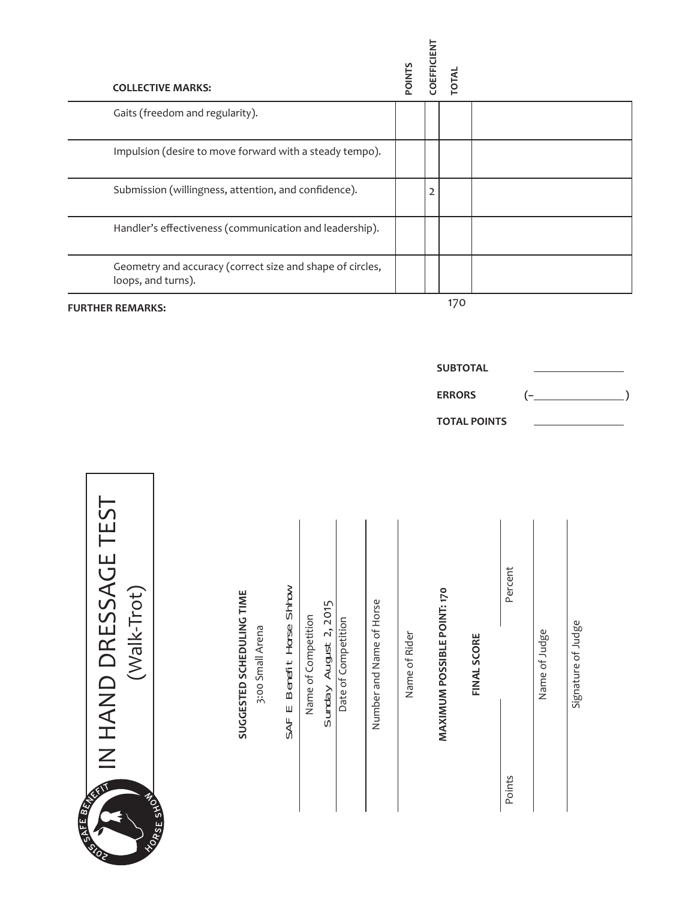| COLLECTIVE MARKS: | POINTS | COEFFICIENT | TOTAL | |
|---|---|---|---|---|
| Gaits (freedom and regularity). | | | | |
| Impulsion (desire to move forward with a steady tempo). | | | | |
| Submission (willingness, attention, and confidence). | | 2 | | |
| Handler's effectiveness (communication and leadership). | | | | |
| Geometry and accuracy (correct size and shape of circles, loops, and turns). | | | | |
| | | | 170 | |

**FURTHER REMARKS:**

**SUBTOTAL** \_\_\_\_\_\_\_\_\_\_\_\_\_\_\_\_

**ERRORS** (– \_\_\_\_\_\_\_\_\_\_\_\_\_\_\_\_ )

**TOTAL POINTS** \_\_\_\_\_\_\_\_\_\_\_\_\_\_\_\_

2015 SAFE BENEFIT HORSE SHOW

# IN HAND DRESSAGE TEST
## (Walk-Trot)

**SUGGESTED SCHEDULING TIME**

3:00 Small Arena

SAFE Benefit Horse Show

Name of Competition

Sunday August 2, 2015

Date of Competition

Number and Name of Horse

Name of Rider

**MAXIMUM POSSIBLE POINT: 170**

**FINAL SCORE**

Points

Percent

Name of Judge

Signature of Judge